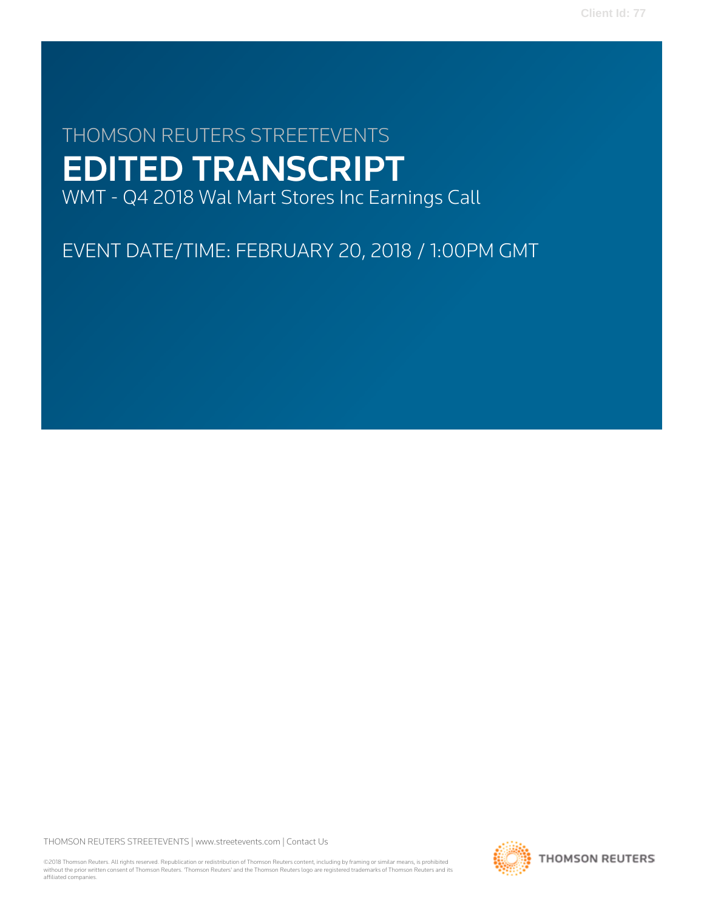Client Id: 77

# THOMSON REUTERS STREETEVENTS

# EDITED TRANSCRIPT

WMT - Q4 2018 Wal Mart Stores Inc Earnings Call

EVENT DATE/TIME: FEBRUARY 20, 2018 / 1:00PM GMT

THOMSON REUTERS STREETEVENTS | www.streetevents.com | Contact Us

©2018 Thomson Reuters. All rights reserved. Republication or redistribution of Thomson Reuters content, including by framing or similar means, is prohibited without the prior written consent of Thomson Reuters. 'Thomson Reuters' and the Thomson Reuters logo are registered trademarks of Thomson Reuters and its affiliated companies.

THOMSON REUTERS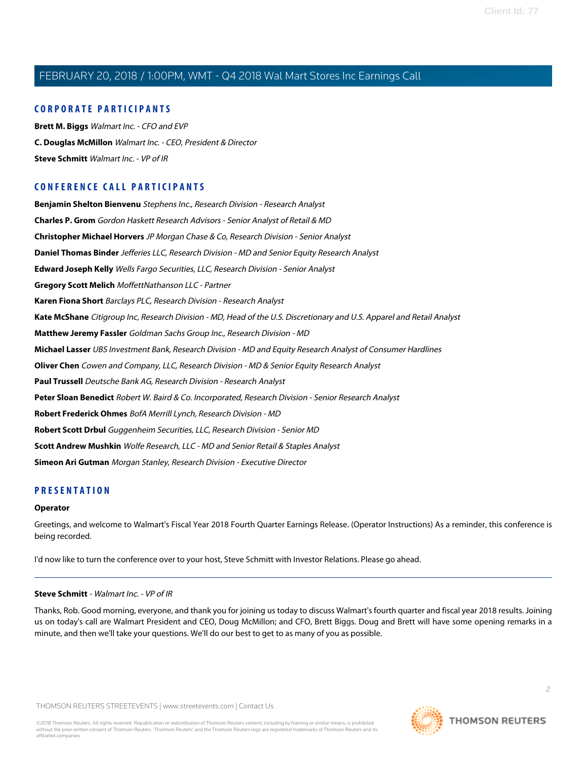## CORPORATE PARTICIPANTS

**Brett M. Biggs** *Walmart Inc. - CFO and EVP*

**C. Douglas McMillon** *Walmart Inc. - CEO, President & Director*

**Steve Schmitt** *Walmart Inc. - VP of IR*

## CONFERENCE CALL PARTICIPANTS

**Benjamin Shelton Bienvenu** *Stephens Inc., Research Division - Research Analyst*

**Charles P. Grom** *Gordon Haskett Research Advisors - Senior Analyst of Retail & MD*

**Christopher Michael Horvers** *JP Morgan Chase & Co, Research Division - Senior Analyst*

**Daniel Thomas Binder** *Jefferies LLC, Research Division - MD and Senior Equity Research Analyst*

**Edward Joseph Kelly** *Wells Fargo Securities, LLC, Research Division - Senior Analyst*

**Gregory Scott Melich** *MoffettNathanson LLC - Partner*

**Karen Fiona Short** *Barclays PLC, Research Division - Research Analyst*

**Kate McShane** *Citigroup Inc, Research Division - MD, Head of the U.S. Discretionary and U.S. Apparel and Retail Analyst*

**Matthew Jeremy Fassler** *Goldman Sachs Group Inc., Research Division - MD*

**Michael Lasser** *UBS Investment Bank, Research Division - MD and Equity Research Analyst of Consumer Hardlines*

**Oliver Chen** *Cowen and Company, LLC, Research Division - MD & Senior Equity Research Analyst*

**Paul Trussell** *Deutsche Bank AG, Research Division - Research Analyst*

**Peter Sloan Benedict** *Robert W. Baird & Co. Incorporated, Research Division - Senior Research Analyst*

**Robert Frederick Ohmes** *BofA Merrill Lynch, Research Division - MD*

**Robert Scott Drbul** *Guggenheim Securities, LLC, Research Division - Senior MD*

**Scott Andrew Mushkin** *Wolfe Research, LLC - MD and Senior Retail & Staples Analyst*

**Simeon Ari Gutman** *Morgan Stanley, Research Division - Executive Director*

## PRESENTATION

**Operator**

Greetings, and welcome to Walmart's Fiscal Year 2018 Fourth Quarter Earnings Release. (Operator Instructions) As a reminder, this conference is being recorded.

I'd now like to turn the conference over to your host, Steve Schmitt with Investor Relations. Please go ahead.

---

**Steve Schmitt** - *Walmart Inc. - VP of IR*

Thanks, Rob. Good morning, everyone, and thank you for joining us today to discuss Walmart's fourth quarter and fiscal year 2018 results. Joining us on today's call are Walmart President and CEO, Doug McMillon; and CFO, Brett Biggs. Doug and Brett will have some opening remarks in a minute, and then we'll take your questions. We'll do our best to get to as many of you as possible.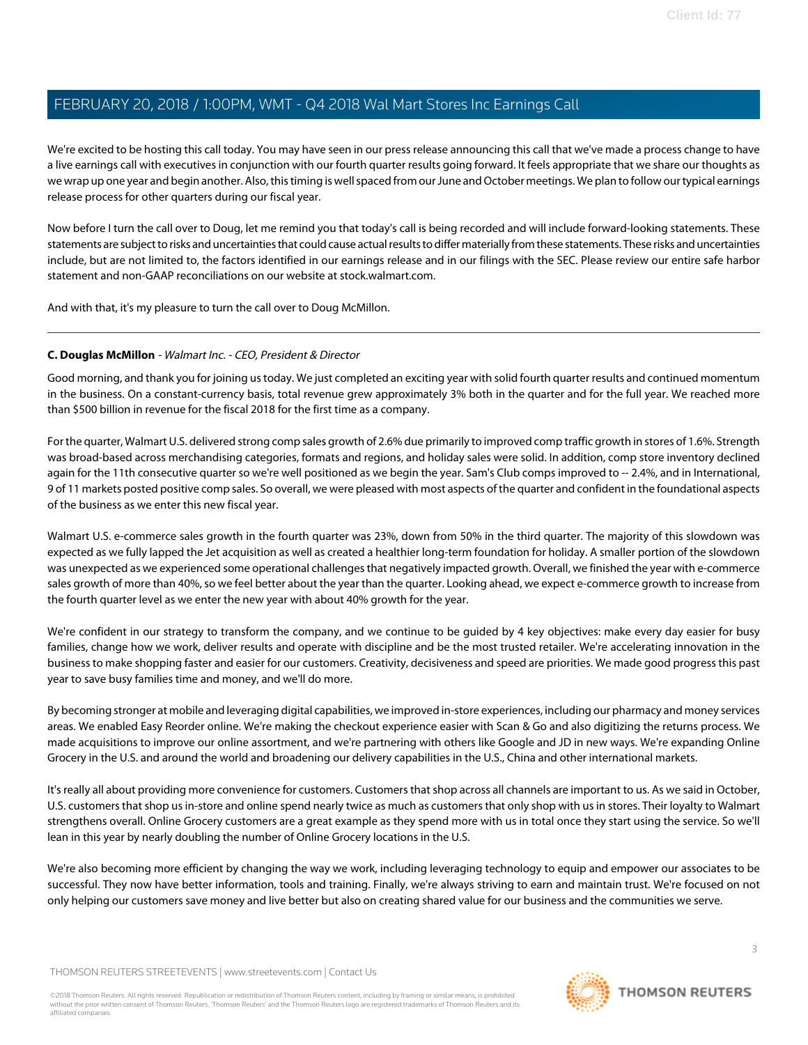We're excited to be hosting this call today. You may have seen in our press release announcing this call that we've made a process change to have a live earnings call with executives in conjunction with our fourth quarter results going forward. It feels appropriate that we share our thoughts as we wrap up one year and begin another. Also, this timing is well spaced from our June and October meetings. We plan to follow our typical earnings release process for other quarters during our fiscal year.

Now before I turn the call over to Doug, let me remind you that today's call is being recorded and will include forward-looking statements. These statements are subject to risks and uncertainties that could cause actual results to differ materially from these statements. These risks and uncertainties include, but are not limited to, the factors identified in our earnings release and in our filings with the SEC. Please review our entire safe harbor statement and non-GAAP reconciliations on our website at stock.walmart.com.

And with that, it's my pleasure to turn the call over to Doug McMillon.

---

**C. Douglas McMillon** - *Walmart Inc. - CEO, President & Director*

Good morning, and thank you for joining us today. We just completed an exciting year with solid fourth quarter results and continued momentum in the business. On a constant-currency basis, total revenue grew approximately 3% both in the quarter and for the full year. We reached more than $500 billion in revenue for the fiscal 2018 for the first time as a company.

For the quarter, Walmart U.S. delivered strong comp sales growth of 2.6% due primarily to improved comp traffic growth in stores of 1.6%. Strength was broad-based across merchandising categories, formats and regions, and holiday sales were solid. In addition, comp store inventory declined again for the 11th consecutive quarter so we're well positioned as we begin the year. Sam's Club comps improved to -- 2.4%, and in International, 9 of 11 markets posted positive comp sales. So overall, we were pleased with most aspects of the quarter and confident in the foundational aspects of the business as we enter this new fiscal year.

Walmart U.S. e-commerce sales growth in the fourth quarter was 23%, down from 50% in the third quarter. The majority of this slowdown was expected as we fully lapped the Jet acquisition as well as created a healthier long-term foundation for holiday. A smaller portion of the slowdown was unexpected as we experienced some operational challenges that negatively impacted growth. Overall, we finished the year with e-commerce sales growth of more than 40%, so we feel better about the year than the quarter. Looking ahead, we expect e-commerce growth to increase from the fourth quarter level as we enter the new year with about 40% growth for the year.

We're confident in our strategy to transform the company, and we continue to be guided by 4 key objectives: make every day easier for busy families, change how we work, deliver results and operate with discipline and be the most trusted retailer. We're accelerating innovation in the business to make shopping faster and easier for our customers. Creativity, decisiveness and speed are priorities. We made good progress this past year to save busy families time and money, and we'll do more.

By becoming stronger at mobile and leveraging digital capabilities, we improved in-store experiences, including our pharmacy and money services areas. We enabled Easy Reorder online. We're making the checkout experience easier with Scan & Go and also digitizing the returns process. We made acquisitions to improve our online assortment, and we're partnering with others like Google and JD in new ways. We're expanding Online Grocery in the U.S. and around the world and broadening our delivery capabilities in the U.S., China and other international markets.

It's really all about providing more convenience for customers. Customers that shop across all channels are important to us. As we said in October, U.S. customers that shop us in-store and online spend nearly twice as much as customers that only shop with us in stores. Their loyalty to Walmart strengthens overall. Online Grocery customers are a great example as they spend more with us in total once they start using the service. So we'll lean in this year by nearly doubling the number of Online Grocery locations in the U.S.

We're also becoming more efficient by changing the way we work, including leveraging technology to equip and empower our associates to be successful. They now have better information, tools and training. Finally, we're always striving to earn and maintain trust. We're focused on not only helping our customers save money and live better but also on creating shared value for our business and the communities we serve.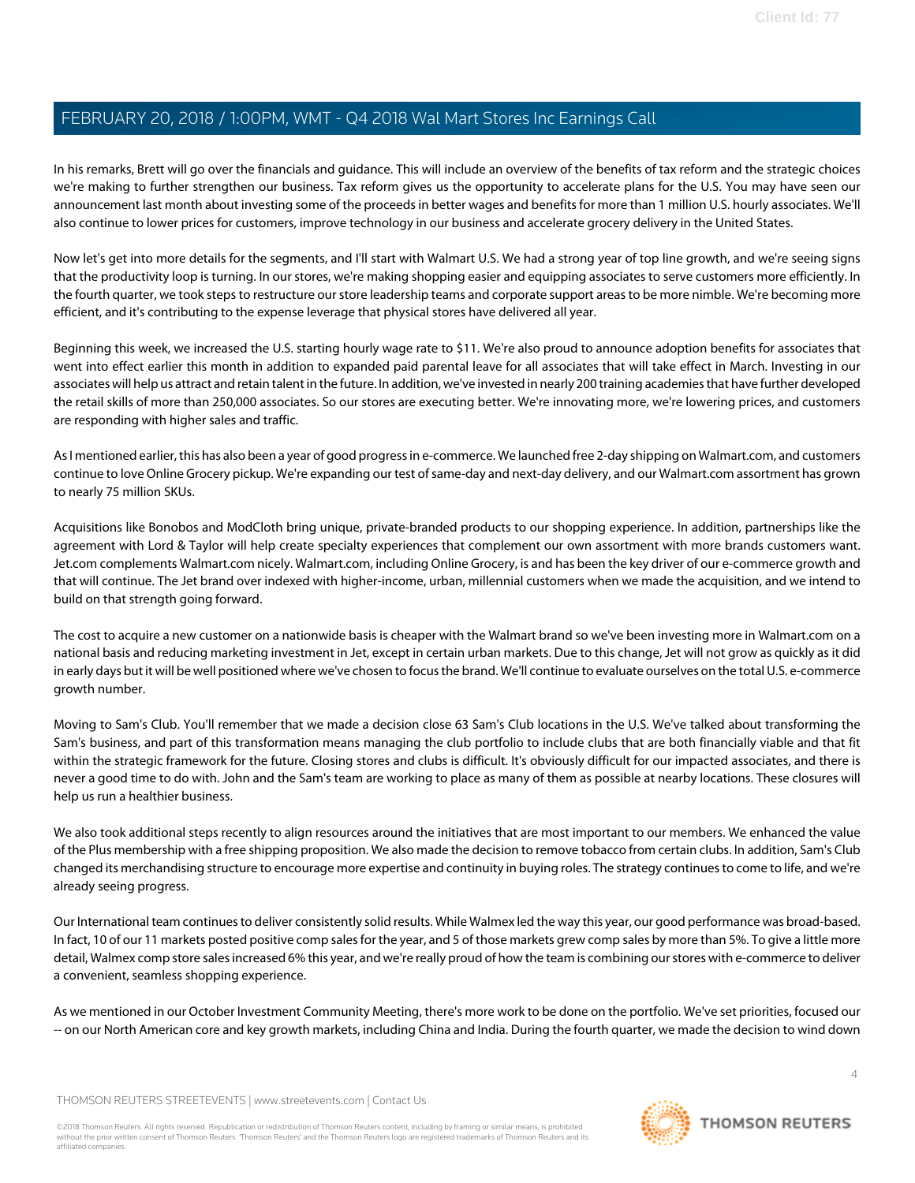In his remarks, Brett will go over the financials and guidance. This will include an overview of the benefits of tax reform and the strategic choices we're making to further strengthen our business. Tax reform gives us the opportunity to accelerate plans for the U.S. You may have seen our announcement last month about investing some of the proceeds in better wages and benefits for more than 1 million U.S. hourly associates. We'll also continue to lower prices for customers, improve technology in our business and accelerate grocery delivery in the United States.

Now let's get into more details for the segments, and I'll start with Walmart U.S. We had a strong year of top line growth, and we're seeing signs that the productivity loop is turning. In our stores, we're making shopping easier and equipping associates to serve customers more efficiently. In the fourth quarter, we took steps to restructure our store leadership teams and corporate support areas to be more nimble. We're becoming more efficient, and it's contributing to the expense leverage that physical stores have delivered all year.

Beginning this week, we increased the U.S. starting hourly wage rate to $11. We're also proud to announce adoption benefits for associates that went into effect earlier this month in addition to expanded paid parental leave for all associates that will take effect in March. Investing in our associates will help us attract and retain talent in the future. In addition, we've invested in nearly 200 training academies that have further developed the retail skills of more than 250,000 associates. So our stores are executing better. We're innovating more, we're lowering prices, and customers are responding with higher sales and traffic.

As I mentioned earlier, this has also been a year of good progress in e-commerce. We launched free 2-day shipping on Walmart.com, and customers continue to love Online Grocery pickup. We're expanding our test of same-day and next-day delivery, and our Walmart.com assortment has grown to nearly 75 million SKUs.

Acquisitions like Bonobos and ModCloth bring unique, private-branded products to our shopping experience. In addition, partnerships like the agreement with Lord & Taylor will help create specialty experiences that complement our own assortment with more brands customers want. Jet.com complements Walmart.com nicely. Walmart.com, including Online Grocery, is and has been the key driver of our e-commerce growth and that will continue. The Jet brand over indexed with higher-income, urban, millennial customers when we made the acquisition, and we intend to build on that strength going forward.

The cost to acquire a new customer on a nationwide basis is cheaper with the Walmart brand so we've been investing more in Walmart.com on a national basis and reducing marketing investment in Jet, except in certain urban markets. Due to this change, Jet will not grow as quickly as it did in early days but it will be well positioned where we've chosen to focus the brand. We'll continue to evaluate ourselves on the total U.S. e-commerce growth number.

Moving to Sam's Club. You'll remember that we made a decision close 63 Sam's Club locations in the U.S. We've talked about transforming the Sam's business, and part of this transformation means managing the club portfolio to include clubs that are both financially viable and that fit within the strategic framework for the future. Closing stores and clubs is difficult. It's obviously difficult for our impacted associates, and there is never a good time to do with. John and the Sam's team are working to place as many of them as possible at nearby locations. These closures will help us run a healthier business.

We also took additional steps recently to align resources around the initiatives that are most important to our members. We enhanced the value of the Plus membership with a free shipping proposition. We also made the decision to remove tobacco from certain clubs. In addition, Sam's Club changed its merchandising structure to encourage more expertise and continuity in buying roles. The strategy continues to come to life, and we're already seeing progress.

Our International team continues to deliver consistently solid results. While Walmex led the way this year, our good performance was broad-based. In fact, 10 of our 11 markets posted positive comp sales for the year, and 5 of those markets grew comp sales by more than 5%. To give a little more detail, Walmex comp store sales increased 6% this year, and we're really proud of how the team is combining our stores with e-commerce to deliver a convenient, seamless shopping experience.

As we mentioned in our October Investment Community Meeting, there's more work to be done on the portfolio. We've set priorities, focused our -- on our North American core and key growth markets, including China and India. During the fourth quarter, we made the decision to wind down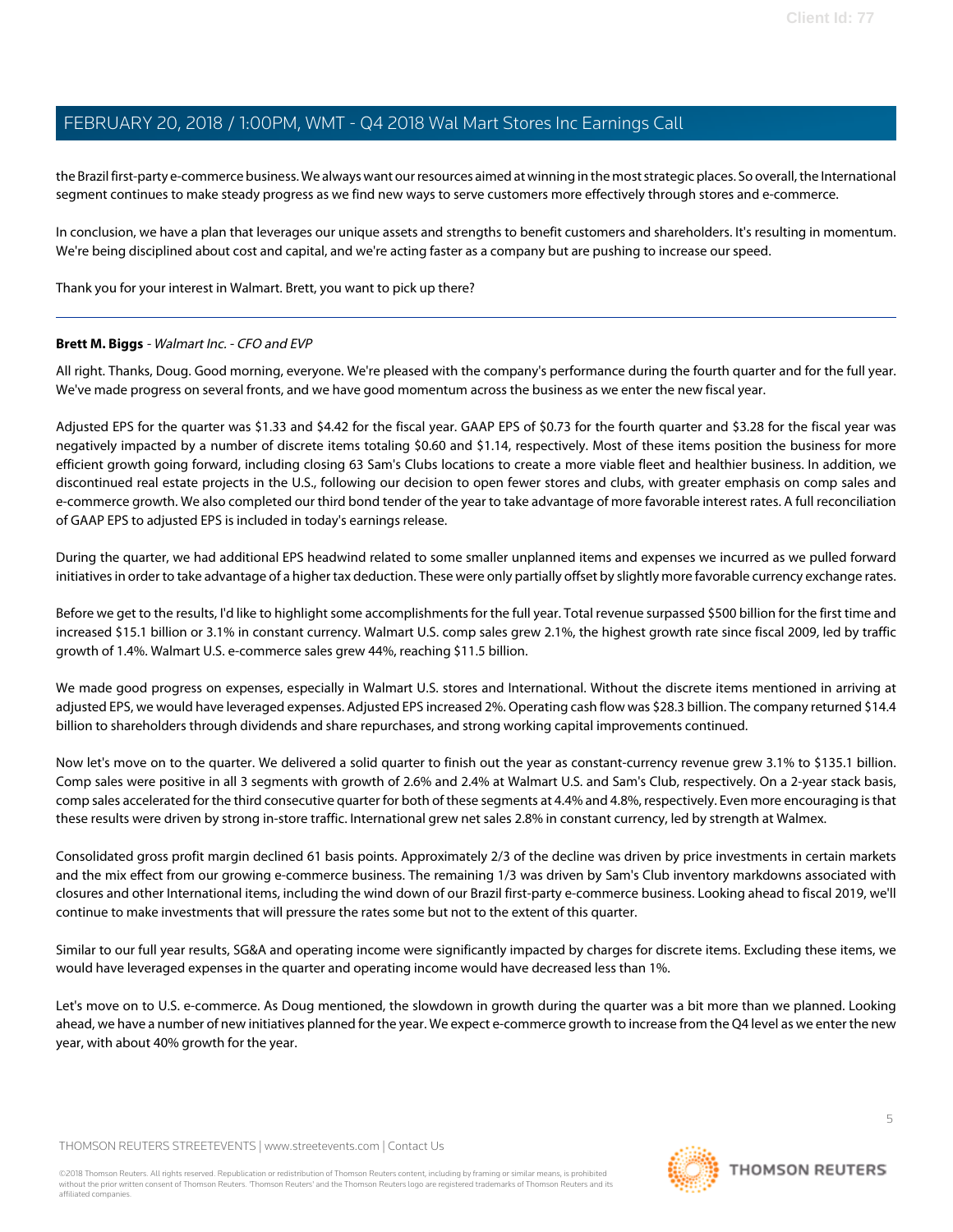the Brazil first-party e-commerce business. We always want our resources aimed at winning in the most strategic places. So overall, the International segment continues to make steady progress as we find new ways to serve customers more effectively through stores and e-commerce.

In conclusion, we have a plan that leverages our unique assets and strengths to benefit customers and shareholders. It's resulting in momentum. We're being disciplined about cost and capital, and we're acting faster as a company but are pushing to increase our speed.

Thank you for your interest in Walmart. Brett, you want to pick up there?

---

**Brett M. Biggs** - *Walmart Inc. - CFO and EVP*

All right. Thanks, Doug. Good morning, everyone. We're pleased with the company's performance during the fourth quarter and for the full year. We've made progress on several fronts, and we have good momentum across the business as we enter the new fiscal year.

Adjusted EPS for the quarter was $1.33 and $4.42 for the fiscal year. GAAP EPS of $0.73 for the fourth quarter and $3.28 for the fiscal year was negatively impacted by a number of discrete items totaling $0.60 and $1.14, respectively. Most of these items position the business for more efficient growth going forward, including closing 63 Sam's Clubs locations to create a more viable fleet and healthier business. In addition, we discontinued real estate projects in the U.S., following our decision to open fewer stores and clubs, with greater emphasis on comp sales and e-commerce growth. We also completed our third bond tender of the year to take advantage of more favorable interest rates. A full reconciliation of GAAP EPS to adjusted EPS is included in today's earnings release.

During the quarter, we had additional EPS headwind related to some smaller unplanned items and expenses we incurred as we pulled forward initiatives in order to take advantage of a higher tax deduction. These were only partially offset by slightly more favorable currency exchange rates.

Before we get to the results, I'd like to highlight some accomplishments for the full year. Total revenue surpassed $500 billion for the first time and increased $15.1 billion or 3.1% in constant currency. Walmart U.S. comp sales grew 2.1%, the highest growth rate since fiscal 2009, led by traffic growth of 1.4%. Walmart U.S. e-commerce sales grew 44%, reaching $11.5 billion.

We made good progress on expenses, especially in Walmart U.S. stores and International. Without the discrete items mentioned in arriving at adjusted EPS, we would have leveraged expenses. Adjusted EPS increased 2%. Operating cash flow was $28.3 billion. The company returned $14.4 billion to shareholders through dividends and share repurchases, and strong working capital improvements continued.

Now let's move on to the quarter. We delivered a solid quarter to finish out the year as constant-currency revenue grew 3.1% to $135.1 billion. Comp sales were positive in all 3 segments with growth of 2.6% and 2.4% at Walmart U.S. and Sam's Club, respectively. On a 2-year stack basis, comp sales accelerated for the third consecutive quarter for both of these segments at 4.4% and 4.8%, respectively. Even more encouraging is that these results were driven by strong in-store traffic. International grew net sales 2.8% in constant currency, led by strength at Walmex.

Consolidated gross profit margin declined 61 basis points. Approximately 2/3 of the decline was driven by price investments in certain markets and the mix effect from our growing e-commerce business. The remaining 1/3 was driven by Sam's Club inventory markdowns associated with closures and other International items, including the wind down of our Brazil first-party e-commerce business. Looking ahead to fiscal 2019, we'll continue to make investments that will pressure the rates some but not to the extent of this quarter.

Similar to our full year results, SG&A and operating income were significantly impacted by charges for discrete items. Excluding these items, we would have leveraged expenses in the quarter and operating income would have decreased less than 1%.

Let's move on to U.S. e-commerce. As Doug mentioned, the slowdown in growth during the quarter was a bit more than we planned. Looking ahead, we have a number of new initiatives planned for the year. We expect e-commerce growth to increase from the Q4 level as we enter the new year, with about 40% growth for the year.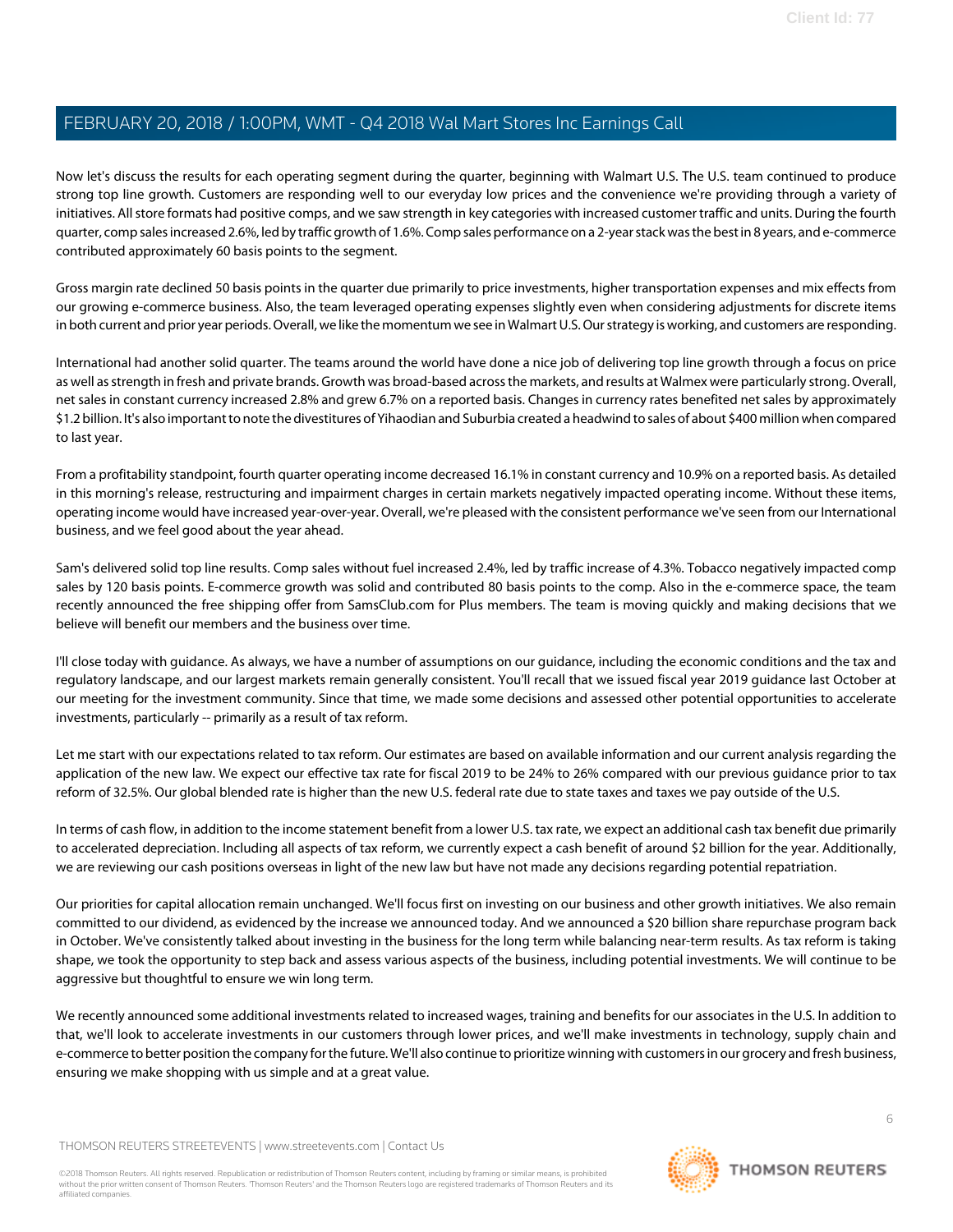Now let's discuss the results for each operating segment during the quarter, beginning with Walmart U.S. The U.S. team continued to produce strong top line growth. Customers are responding well to our everyday low prices and the convenience we're providing through a variety of initiatives. All store formats had positive comps, and we saw strength in key categories with increased customer traffic and units. During the fourth quarter, comp sales increased 2.6%, led by traffic growth of 1.6%. Comp sales performance on a 2-year stack was the best in 8 years, and e-commerce contributed approximately 60 basis points to the segment.

Gross margin rate declined 50 basis points in the quarter due primarily to price investments, higher transportation expenses and mix effects from our growing e-commerce business. Also, the team leveraged operating expenses slightly even when considering adjustments for discrete items in both current and prior year periods. Overall, we like the momentum we see in Walmart U.S. Our strategy is working, and customers are responding.

International had another solid quarter. The teams around the world have done a nice job of delivering top line growth through a focus on price as well as strength in fresh and private brands. Growth was broad-based across the markets, and results at Walmex were particularly strong. Overall, net sales in constant currency increased 2.8% and grew 6.7% on a reported basis. Changes in currency rates benefited net sales by approximately $1.2 billion. It's also important to note the divestitures of Yihaodian and Suburbia created a headwind to sales of about $400 million when compared to last year.

From a profitability standpoint, fourth quarter operating income decreased 16.1% in constant currency and 10.9% on a reported basis. As detailed in this morning's release, restructuring and impairment charges in certain markets negatively impacted operating income. Without these items, operating income would have increased year-over-year. Overall, we're pleased with the consistent performance we've seen from our International business, and we feel good about the year ahead.

Sam's delivered solid top line results. Comp sales without fuel increased 2.4%, led by traffic increase of 4.3%. Tobacco negatively impacted comp sales by 120 basis points. E-commerce growth was solid and contributed 80 basis points to the comp. Also in the e-commerce space, the team recently announced the free shipping offer from SamsClub.com for Plus members. The team is moving quickly and making decisions that we believe will benefit our members and the business over time.

I'll close today with guidance. As always, we have a number of assumptions on our guidance, including the economic conditions and the tax and regulatory landscape, and our largest markets remain generally consistent. You'll recall that we issued fiscal year 2019 guidance last October at our meeting for the investment community. Since that time, we made some decisions and assessed other potential opportunities to accelerate investments, particularly -- primarily as a result of tax reform.

Let me start with our expectations related to tax reform. Our estimates are based on available information and our current analysis regarding the application of the new law. We expect our effective tax rate for fiscal 2019 to be 24% to 26% compared with our previous guidance prior to tax reform of 32.5%. Our global blended rate is higher than the new U.S. federal rate due to state taxes and taxes we pay outside of the U.S.

In terms of cash flow, in addition to the income statement benefit from a lower U.S. tax rate, we expect an additional cash tax benefit due primarily to accelerated depreciation. Including all aspects of tax reform, we currently expect a cash benefit of around $2 billion for the year. Additionally, we are reviewing our cash positions overseas in light of the new law but have not made any decisions regarding potential repatriation.

Our priorities for capital allocation remain unchanged. We'll focus first on investing on our business and other growth initiatives. We also remain committed to our dividend, as evidenced by the increase we announced today. And we announced a $20 billion share repurchase program back in October. We've consistently talked about investing in the business for the long term while balancing near-term results. As tax reform is taking shape, we took the opportunity to step back and assess various aspects of the business, including potential investments. We will continue to be aggressive but thoughtful to ensure we win long term.

We recently announced some additional investments related to increased wages, training and benefits for our associates in the U.S. In addition to that, we'll look to accelerate investments in our customers through lower prices, and we'll make investments in technology, supply chain and e-commerce to better position the company for the future. We'll also continue to prioritize winning with customers in our grocery and fresh business, ensuring we make shopping with us simple and at a great value.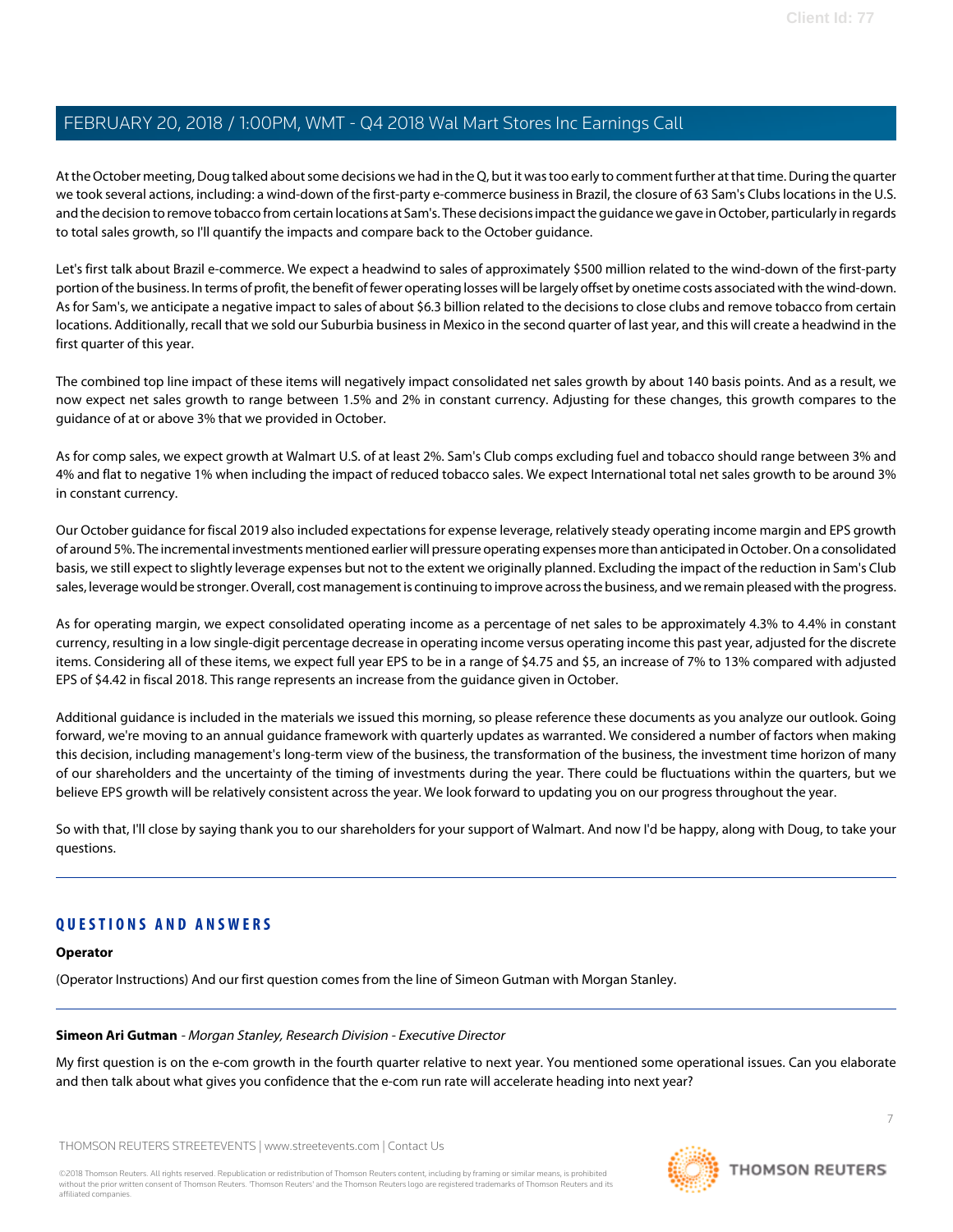At the October meeting, Doug talked about some decisions we had in the Q, but it was too early to comment further at that time. During the quarter we took several actions, including: a wind-down of the first-party e-commerce business in Brazil, the closure of 63 Sam's Clubs locations in the U.S. and the decision to remove tobacco from certain locations at Sam's. These decisions impact the guidance we gave in October, particularly in regards to total sales growth, so I'll quantify the impacts and compare back to the October guidance.

Let's first talk about Brazil e-commerce. We expect a headwind to sales of approximately $500 million related to the wind-down of the first-party portion of the business. In terms of profit, the benefit of fewer operating losses will be largely offset by onetime costs associated with the wind-down. As for Sam's, we anticipate a negative impact to sales of about $6.3 billion related to the decisions to close clubs and remove tobacco from certain locations. Additionally, recall that we sold our Suburbia business in Mexico in the second quarter of last year, and this will create a headwind in the first quarter of this year.

The combined top line impact of these items will negatively impact consolidated net sales growth by about 140 basis points. And as a result, we now expect net sales growth to range between 1.5% and 2% in constant currency. Adjusting for these changes, this growth compares to the guidance of at or above 3% that we provided in October.

As for comp sales, we expect growth at Walmart U.S. of at least 2%. Sam's Club comps excluding fuel and tobacco should range between 3% and 4% and flat to negative 1% when including the impact of reduced tobacco sales. We expect International total net sales growth to be around 3% in constant currency.

Our October guidance for fiscal 2019 also included expectations for expense leverage, relatively steady operating income margin and EPS growth of around 5%. The incremental investments mentioned earlier will pressure operating expenses more than anticipated in October. On a consolidated basis, we still expect to slightly leverage expenses but not to the extent we originally planned. Excluding the impact of the reduction in Sam's Club sales, leverage would be stronger. Overall, cost management is continuing to improve across the business, and we remain pleased with the progress.

As for operating margin, we expect consolidated operating income as a percentage of net sales to be approximately 4.3% to 4.4% in constant currency, resulting in a low single-digit percentage decrease in operating income versus operating income this past year, adjusted for the discrete items. Considering all of these items, we expect full year EPS to be in a range of $4.75 and $5, an increase of 7% to 13% compared with adjusted EPS of $4.42 in fiscal 2018. This range represents an increase from the guidance given in October.

Additional guidance is included in the materials we issued this morning, so please reference these documents as you analyze our outlook. Going forward, we're moving to an annual guidance framework with quarterly updates as warranted. We considered a number of factors when making this decision, including management's long-term view of the business, the transformation of the business, the investment time horizon of many of our shareholders and the uncertainty of the timing of investments during the year. There could be fluctuations within the quarters, but we believe EPS growth will be relatively consistent across the year. We look forward to updating you on our progress throughout the year.

So with that, I'll close by saying thank you to our shareholders for your support of Walmart. And now I'd be happy, along with Doug, to take your questions.

## QUESTIONS AND ANSWERS

**Operator**

(Operator Instructions) And our first question comes from the line of Simeon Gutman with Morgan Stanley.

**Simeon Ari Gutman** - *Morgan Stanley, Research Division - Executive Director*

My first question is on the e-com growth in the fourth quarter relative to next year. You mentioned some operational issues. Can you elaborate and then talk about what gives you confidence that the e-com run rate will accelerate heading into next year?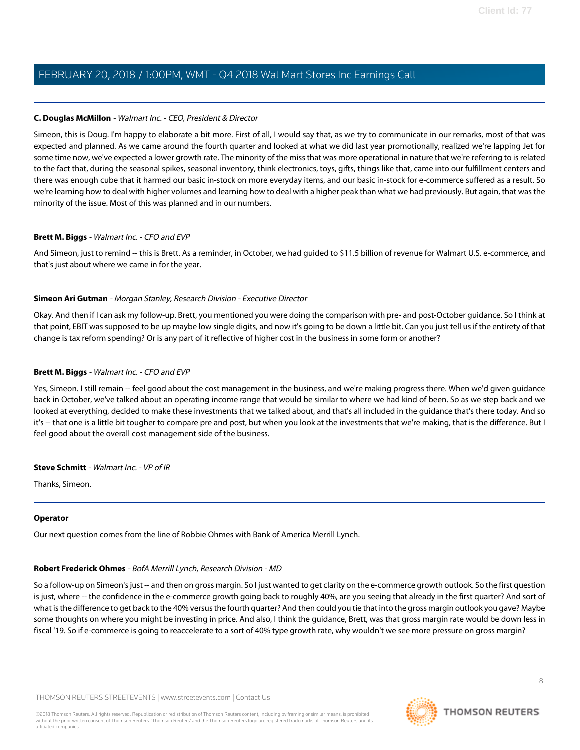**C. Douglas McMillon** - *Walmart Inc. - CEO, President & Director*

Simeon, this is Doug. I'm happy to elaborate a bit more. First of all, I would say that, as we try to communicate in our remarks, most of that was expected and planned. As we came around the fourth quarter and looked at what we did last year promotionally, realized we're lapping Jet for some time now, we've expected a lower growth rate. The minority of the miss that was more operational in nature that we're referring to is related to the fact that, during the seasonal spikes, seasonal inventory, think electronics, toys, gifts, things like that, came into our fulfillment centers and there was enough cube that it harmed our basic in-stock on more everyday items, and our basic in-stock for e-commerce suffered as a result. So we're learning how to deal with higher volumes and learning how to deal with a higher peak than what we had previously. But again, that was the minority of the issue. Most of this was planned and in our numbers.

**Brett M. Biggs** - *Walmart Inc. - CFO and EVP*

And Simeon, just to remind -- this is Brett. As a reminder, in October, we had guided to $11.5 billion of revenue for Walmart U.S. e-commerce, and that's just about where we came in for the year.

**Simeon Ari Gutman** - *Morgan Stanley, Research Division - Executive Director*

Okay. And then if I can ask my follow-up. Brett, you mentioned you were doing the comparison with pre- and post-October guidance. So I think at that point, EBIT was supposed to be up maybe low single digits, and now it's going to be down a little bit. Can you just tell us if the entirety of that change is tax reform spending? Or is any part of it reflective of higher cost in the business in some form or another?

**Brett M. Biggs** - *Walmart Inc. - CFO and EVP*

Yes, Simeon. I still remain -- feel good about the cost management in the business, and we're making progress there. When we'd given guidance back in October, we've talked about an operating income range that would be similar to where we had kind of been. So as we step back and we looked at everything, decided to make these investments that we talked about, and that's all included in the guidance that's there today. And so it's -- that one is a little bit tougher to compare pre and post, but when you look at the investments that we're making, that is the difference. But I feel good about the overall cost management side of the business.

**Steve Schmitt** - *Walmart Inc. - VP of IR*

Thanks, Simeon.

**Operator**

Our next question comes from the line of Robbie Ohmes with Bank of America Merrill Lynch.

**Robert Frederick Ohmes** - *BofA Merrill Lynch, Research Division - MD*

So a follow-up on Simeon's just -- and then on gross margin. So I just wanted to get clarity on the e-commerce growth outlook. So the first question is just, where -- the confidence in the e-commerce growth going back to roughly 40%, are you seeing that already in the first quarter? And sort of what is the difference to get back to the 40% versus the fourth quarter? And then could you tie that into the gross margin outlook you gave? Maybe some thoughts on where you might be investing in price. And also, I think the guidance, Brett, was that gross margin rate would be down less in fiscal '19. So if e-commerce is going to reaccelerate to a sort of 40% type growth rate, why wouldn't we see more pressure on gross margin?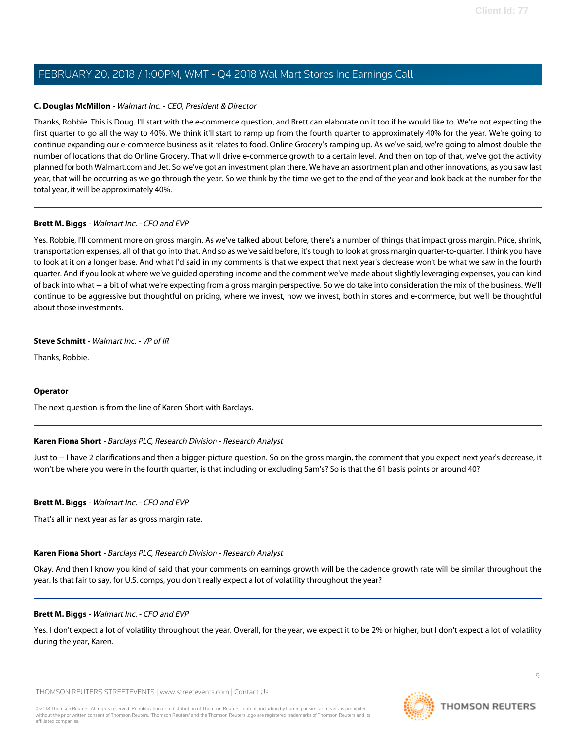**C. Douglas McMillon** - *Walmart Inc. - CEO, President & Director*

Thanks, Robbie. This is Doug. I'll start with the e-commerce question, and Brett can elaborate on it too if he would like to. We're not expecting the first quarter to go all the way to 40%. We think it'll start to ramp up from the fourth quarter to approximately 40% for the year. We're going to continue expanding our e-commerce business as it relates to food. Online Grocery's ramping up. As we've said, we're going to almost double the number of locations that do Online Grocery. That will drive e-commerce growth to a certain level. And then on top of that, we've got the activity planned for both Walmart.com and Jet. So we've got an investment plan there. We have an assortment plan and other innovations, as you saw last year, that will be occurring as we go through the year. So we think by the time we get to the end of the year and look back at the number for the total year, it will be approximately 40%.

---

**Brett M. Biggs** - *Walmart Inc. - CFO and EVP*

Yes. Robbie, I'll comment more on gross margin. As we've talked about before, there's a number of things that impact gross margin. Price, shrink, transportation expenses, all of that go into that. And so as we've said before, it's tough to look at gross margin quarter-to-quarter. I think you have to look at it on a longer base. And what I'd said in my comments is that we expect that next year's decrease won't be what we saw in the fourth quarter. And if you look at where we've guided operating income and the comment we've made about slightly leveraging expenses, you can kind of back into what -- a bit of what we're expecting from a gross margin perspective. So we do take into consideration the mix of the business. We'll continue to be aggressive but thoughtful on pricing, where we invest, how we invest, both in stores and e-commerce, but we'll be thoughtful about those investments.

---

**Steve Schmitt** - *Walmart Inc. - VP of IR*

Thanks, Robbie.

---

**Operator**

The next question is from the line of Karen Short with Barclays.

---

**Karen Fiona Short** - *Barclays PLC, Research Division - Research Analyst*

Just to -- I have 2 clarifications and then a bigger-picture question. So on the gross margin, the comment that you expect next year's decrease, it won't be where you were in the fourth quarter, is that including or excluding Sam's? So is that the 61 basis points or around 40?

---

**Brett M. Biggs** - *Walmart Inc. - CFO and EVP*

That's all in next year as far as gross margin rate.

---

**Karen Fiona Short** - *Barclays PLC, Research Division - Research Analyst*

Okay. And then I know you kind of said that your comments on earnings growth will be the cadence growth rate will be similar throughout the year. Is that fair to say, for U.S. comps, you don't really expect a lot of volatility throughout the year?

---

**Brett M. Biggs** - *Walmart Inc. - CFO and EVP*

Yes. I don't expect a lot of volatility throughout the year. Overall, for the year, we expect it to be 2% or higher, but I don't expect a lot of volatility during the year, Karen.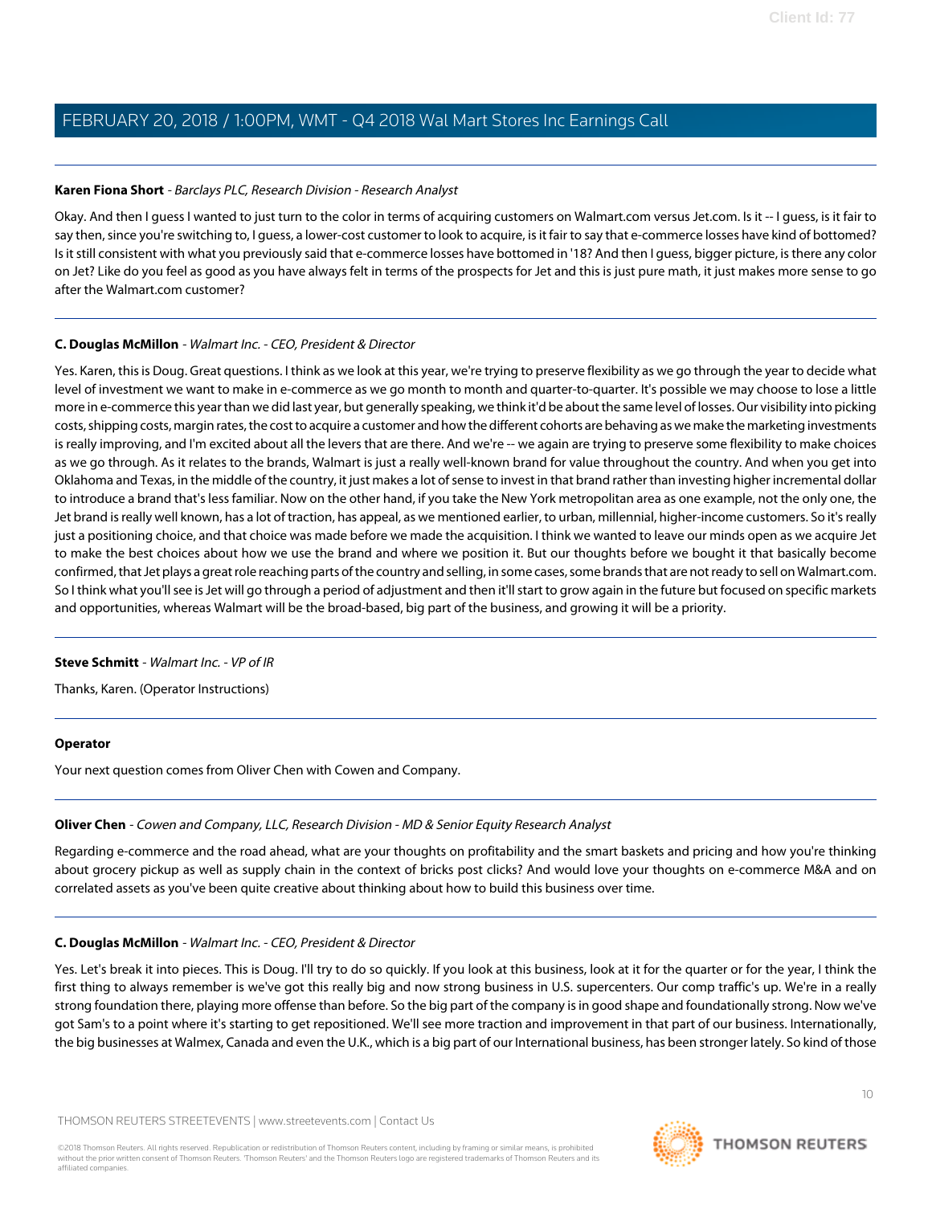**Karen Fiona Short** - *Barclays PLC, Research Division - Research Analyst*

Okay. And then I guess I wanted to just turn to the color in terms of acquiring customers on Walmart.com versus Jet.com. Is it -- I guess, is it fair to say then, since you're switching to, I guess, a lower-cost customer to look to acquire, is it fair to say that e-commerce losses have kind of bottomed? Is it still consistent with what you previously said that e-commerce losses have bottomed in '18? And then I guess, bigger picture, is there any color on Jet? Like do you feel as good as you have always felt in terms of the prospects for Jet and this is just pure math, it just makes more sense to go after the Walmart.com customer?

---

**C. Douglas McMillon** - *Walmart Inc. - CEO, President & Director*

Yes. Karen, this is Doug. Great questions. I think as we look at this year, we're trying to preserve flexibility as we go through the year to decide what level of investment we want to make in e-commerce as we go month to month and quarter-to-quarter. It's possible we may choose to lose a little more in e-commerce this year than we did last year, but generally speaking, we think it'd be about the same level of losses. Our visibility into picking costs, shipping costs, margin rates, the cost to acquire a customer and how the different cohorts are behaving as we make the marketing investments is really improving, and I'm excited about all the levers that are there. And we're -- we again are trying to preserve some flexibility to make choices as we go through. As it relates to the brands, Walmart is just a really well-known brand for value throughout the country. And when you get into Oklahoma and Texas, in the middle of the country, it just makes a lot of sense to invest in that brand rather than investing higher incremental dollar to introduce a brand that's less familiar. Now on the other hand, if you take the New York metropolitan area as one example, not the only one, the Jet brand is really well known, has a lot of traction, has appeal, as we mentioned earlier, to urban, millennial, higher-income customers. So it's really just a positioning choice, and that choice was made before we made the acquisition. I think we wanted to leave our minds open as we acquire Jet to make the best choices about how we use the brand and where we position it. But our thoughts before we bought it that basically become confirmed, that Jet plays a great role reaching parts of the country and selling, in some cases, some brands that are not ready to sell on Walmart.com. So I think what you'll see is Jet will go through a period of adjustment and then it'll start to grow again in the future but focused on specific markets and opportunities, whereas Walmart will be the broad-based, big part of the business, and growing it will be a priority.

---

**Steve Schmitt** - *Walmart Inc. - VP of IR*

Thanks, Karen. (Operator Instructions)

---

**Operator**

Your next question comes from Oliver Chen with Cowen and Company.

---

**Oliver Chen** - *Cowen and Company, LLC, Research Division - MD & Senior Equity Research Analyst*

Regarding e-commerce and the road ahead, what are your thoughts on profitability and the smart baskets and pricing and how you're thinking about grocery pickup as well as supply chain in the context of bricks post clicks? And would love your thoughts on e-commerce M&A and on correlated assets as you've been quite creative about thinking about how to build this business over time.

---

**C. Douglas McMillon** - *Walmart Inc. - CEO, President & Director*

Yes. Let's break it into pieces. This is Doug. I'll try to do so quickly. If you look at this business, look at it for the quarter or for the year, I think the first thing to always remember is we've got this really big and now strong business in U.S. supercenters. Our comp traffic's up. We're in a really strong foundation there, playing more offense than before. So the big part of the company is in good shape and foundationally strong. Now we've got Sam's to a point where it's starting to get repositioned. We'll see more traction and improvement in that part of our business. Internationally, the big businesses at Walmex, Canada and even the U.K., which is a big part of our International business, has been stronger lately. So kind of those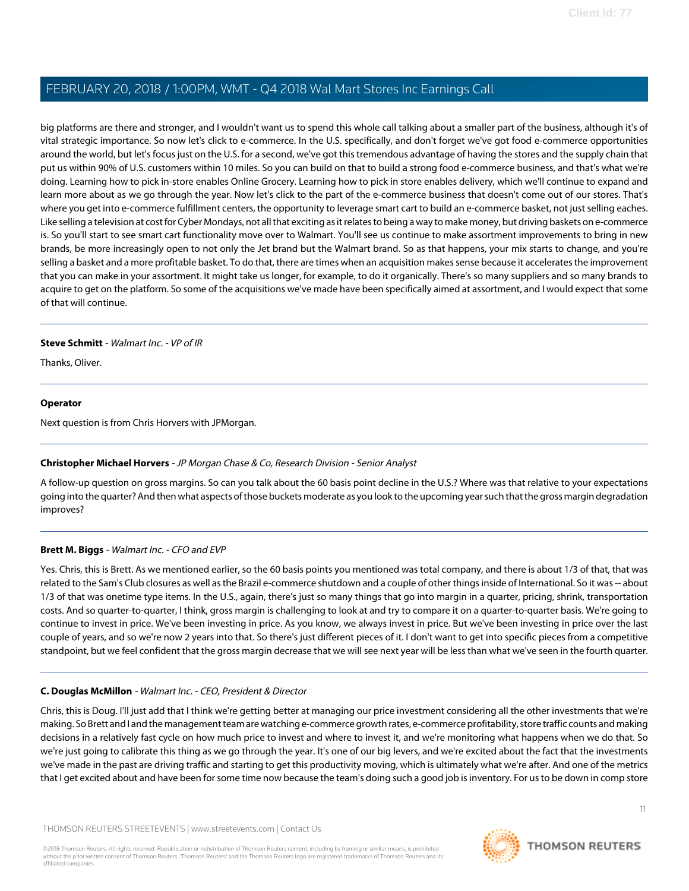big platforms are there and stronger, and I wouldn't want us to spend this whole call talking about a smaller part of the business, although it's of vital strategic importance. So now let's click to e-commerce. In the U.S. specifically, and don't forget we've got food e-commerce opportunities around the world, but let's focus just on the U.S. for a second, we've got this tremendous advantage of having the stores and the supply chain that put us within 90% of U.S. customers within 10 miles. So you can build on that to build a strong food e-commerce business, and that's what we're doing. Learning how to pick in-store enables Online Grocery. Learning how to pick in store enables delivery, which we'll continue to expand and learn more about as we go through the year. Now let's click to the part of the e-commerce business that doesn't come out of our stores. That's where you get into e-commerce fulfillment centers, the opportunity to leverage smart cart to build an e-commerce basket, not just selling eaches. Like selling a television at cost for Cyber Mondays, not all that exciting as it relates to being a way to make money, but driving baskets on e-commerce is. So you'll start to see smart cart functionality move over to Walmart. You'll see us continue to make assortment improvements to bring in new brands, be more increasingly open to not only the Jet brand but the Walmart brand. So as that happens, your mix starts to change, and you're selling a basket and a more profitable basket. To do that, there are times when an acquisition makes sense because it accelerates the improvement that you can make in your assortment. It might take us longer, for example, to do it organically. There's so many suppliers and so many brands to acquire to get on the platform. So some of the acquisitions we've made have been specifically aimed at assortment, and I would expect that some of that will continue.

---

**Steve Schmitt** - *Walmart Inc. - VP of IR*

Thanks, Oliver.

---

**Operator**

Next question is from Chris Horvers with JPMorgan.

---

**Christopher Michael Horvers** - *JP Morgan Chase & Co, Research Division - Senior Analyst*

A follow-up question on gross margins. So can you talk about the 60 basis point decline in the U.S.? Where was that relative to your expectations going into the quarter? And then what aspects of those buckets moderate as you look to the upcoming year such that the gross margin degradation improves?

---

**Brett M. Biggs** - *Walmart Inc. - CFO and EVP*

Yes. Chris, this is Brett. As we mentioned earlier, so the 60 basis points you mentioned was total company, and there is about 1/3 of that, that was related to the Sam's Club closures as well as the Brazil e-commerce shutdown and a couple of other things inside of International. So it was -- about 1/3 of that was onetime type items. In the U.S., again, there's just so many things that go into margin in a quarter, pricing, shrink, transportation costs. And so quarter-to-quarter, I think, gross margin is challenging to look at and try to compare it on a quarter-to-quarter basis. We're going to continue to invest in price. We've been investing in price. As you know, we always invest in price. But we've been investing in price over the last couple of years, and so we're now 2 years into that. So there's just different pieces of it. I don't want to get into specific pieces from a competitive standpoint, but we feel confident that the gross margin decrease that we will see next year will be less than what we've seen in the fourth quarter.

---

**C. Douglas McMillon** - *Walmart Inc. - CEO, President & Director*

Chris, this is Doug. I'll just add that I think we're getting better at managing our price investment considering all the other investments that we're making. So Brett and I and the management team are watching e-commerce growth rates, e-commerce profitability, store traffic counts and making decisions in a relatively fast cycle on how much price to invest and where to invest it, and we're monitoring what happens when we do that. So we're just going to calibrate this thing as we go through the year. It's one of our big levers, and we're excited about the fact that the investments we've made in the past are driving traffic and starting to get this productivity moving, which is ultimately what we're after. And one of the metrics that I get excited about and have been for some time now because the team's doing such a good job is inventory. For us to be down in comp store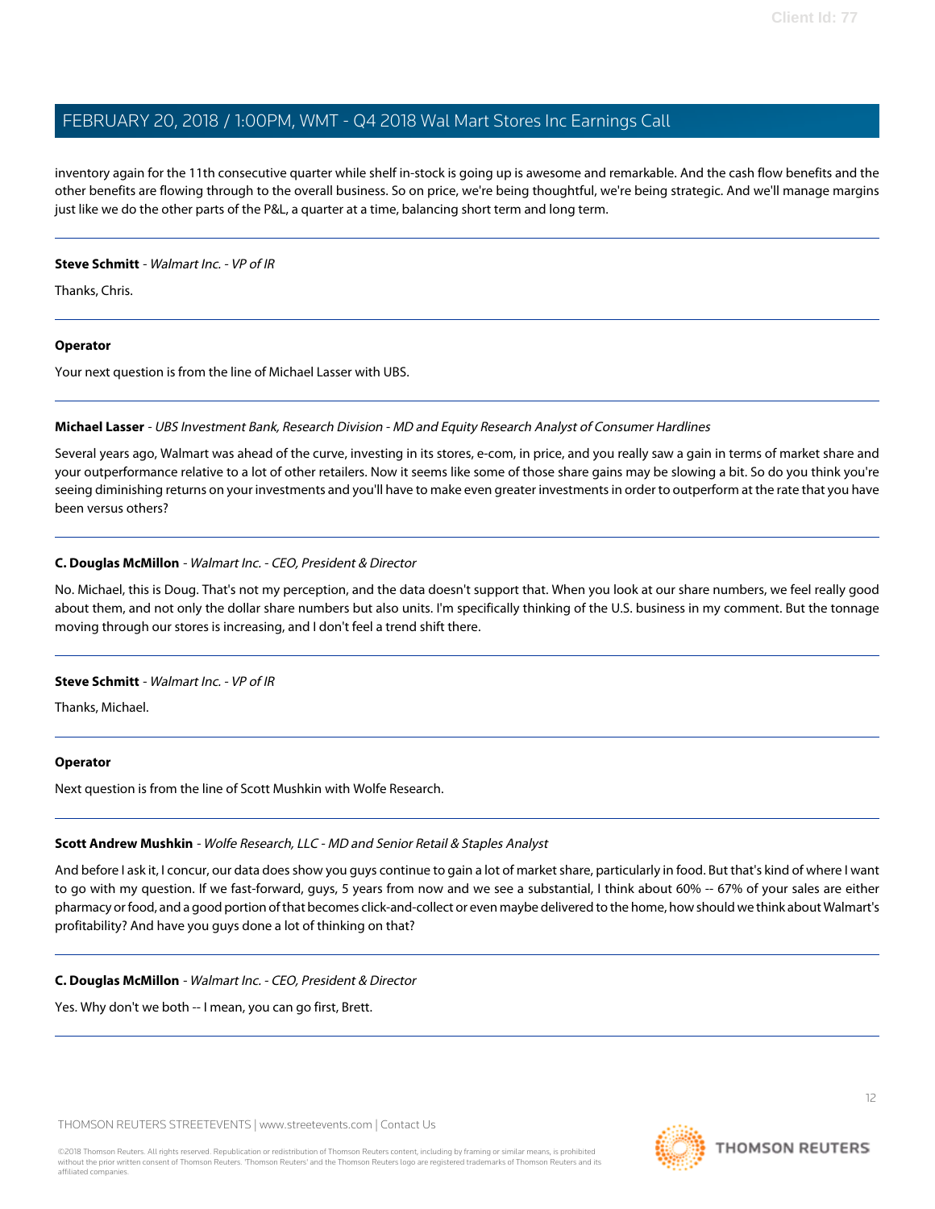inventory again for the 11th consecutive quarter while shelf in-stock is going up is awesome and remarkable. And the cash flow benefits and the other benefits are flowing through to the overall business. So on price, we're being thoughtful, we're being strategic. And we'll manage margins just like we do the other parts of the P&L, a quarter at a time, balancing short term and long term.

---

**Steve Schmitt** - *Walmart Inc. - VP of IR*

Thanks, Chris.

---

**Operator**

Your next question is from the line of Michael Lasser with UBS.

---

**Michael Lasser** - *UBS Investment Bank, Research Division - MD and Equity Research Analyst of Consumer Hardlines*

Several years ago, Walmart was ahead of the curve, investing in its stores, e-com, in price, and you really saw a gain in terms of market share and your outperformance relative to a lot of other retailers. Now it seems like some of those share gains may be slowing a bit. So do you think you're seeing diminishing returns on your investments and you'll have to make even greater investments in order to outperform at the rate that you have been versus others?

---

**C. Douglas McMillon** - *Walmart Inc. - CEO, President & Director*

No. Michael, this is Doug. That's not my perception, and the data doesn't support that. When you look at our share numbers, we feel really good about them, and not only the dollar share numbers but also units. I'm specifically thinking of the U.S. business in my comment. But the tonnage moving through our stores is increasing, and I don't feel a trend shift there.

---

**Steve Schmitt** - *Walmart Inc. - VP of IR*

Thanks, Michael.

---

**Operator**

Next question is from the line of Scott Mushkin with Wolfe Research.

---

**Scott Andrew Mushkin** - *Wolfe Research, LLC - MD and Senior Retail & Staples Analyst*

And before I ask it, I concur, our data does show you guys continue to gain a lot of market share, particularly in food. But that's kind of where I want to go with my question. If we fast-forward, guys, 5 years from now and we see a substantial, I think about 60% -- 67% of your sales are either pharmacy or food, and a good portion of that becomes click-and-collect or even maybe delivered to the home, how should we think about Walmart's profitability? And have you guys done a lot of thinking on that?

---

**C. Douglas McMillon** - *Walmart Inc. - CEO, President & Director*

Yes. Why don't we both -- I mean, you can go first, Brett.

---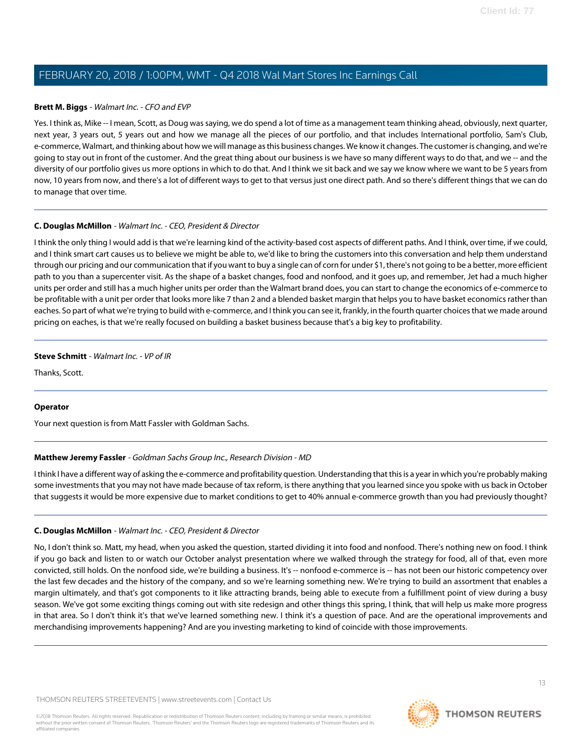**Brett M. Biggs** - *Walmart Inc. - CFO and EVP*

Yes. I think as, Mike -- I mean, Scott, as Doug was saying, we do spend a lot of time as a management team thinking ahead, obviously, next quarter, next year, 3 years out, 5 years out and how we manage all the pieces of our portfolio, and that includes International portfolio, Sam's Club, e-commerce, Walmart, and thinking about how we will manage as this business changes. We know it changes. The customer is changing, and we're going to stay out in front of the customer. And the great thing about our business is we have so many different ways to do that, and we -- and the diversity of our portfolio gives us more options in which to do that. And I think we sit back and we say we know where we want to be 5 years from now, 10 years from now, and there's a lot of different ways to get to that versus just one direct path. And so there's different things that we can do to manage that over time.

---

**C. Douglas McMillon** - *Walmart Inc. - CEO, President & Director*

I think the only thing I would add is that we're learning kind of the activity-based cost aspects of different paths. And I think, over time, if we could, and I think smart cart causes us to believe we might be able to, we'd like to bring the customers into this conversation and help them understand through our pricing and our communication that if you want to buy a single can of corn for under $1, there's not going to be a better, more efficient path to you than a supercenter visit. As the shape of a basket changes, food and nonfood, and it goes up, and remember, Jet had a much higher units per order and still has a much higher units per order than the Walmart brand does, you can start to change the economics of e-commerce to be profitable with a unit per order that looks more like 7 than 2 and a blended basket margin that helps you to have basket economics rather than eaches. So part of what we're trying to build with e-commerce, and I think you can see it, frankly, in the fourth quarter choices that we made around pricing on eaches, is that we're really focused on building a basket business because that's a big key to profitability.

---

**Steve Schmitt** - *Walmart Inc. - VP of IR*

Thanks, Scott.

---

**Operator**

Your next question is from Matt Fassler with Goldman Sachs.

---

**Matthew Jeremy Fassler** - *Goldman Sachs Group Inc., Research Division - MD*

I think I have a different way of asking the e-commerce and profitability question. Understanding that this is a year in which you're probably making some investments that you may not have made because of tax reform, is there anything that you learned since you spoke with us back in October that suggests it would be more expensive due to market conditions to get to 40% annual e-commerce growth than you had previously thought?

---

**C. Douglas McMillon** - *Walmart Inc. - CEO, President & Director*

No, I don't think so. Matt, my head, when you asked the question, started dividing it into food and nonfood. There's nothing new on food. I think if you go back and listen to or watch our October analyst presentation where we walked through the strategy for food, all of that, even more convicted, still holds. On the nonfood side, we're building a business. It's -- nonfood e-commerce is -- has not been our historic competency over the last few decades and the history of the company, and so we're learning something new. We're trying to build an assortment that enables a margin ultimately, and that's got components to it like attracting brands, being able to execute from a fulfillment point of view during a busy season. We've got some exciting things coming out with site redesign and other things this spring, I think, that will help us make more progress in that area. So I don't think it's that we've learned something new. I think it's a question of pace. And are the operational improvements and merchandising improvements happening? And are you investing marketing to kind of coincide with those improvements.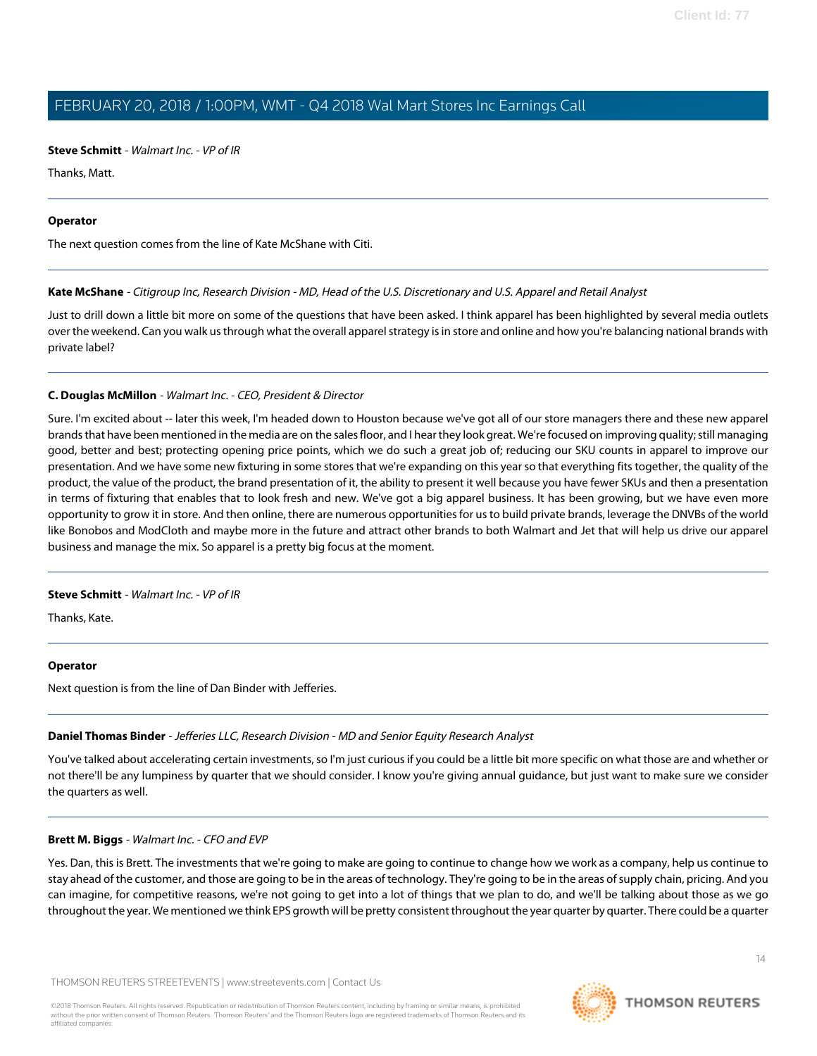**Steve Schmitt** - *Walmart Inc. - VP of IR*

Thanks, Matt.

---

**Operator**

The next question comes from the line of Kate McShane with Citi.

---

**Kate McShane** - *Citigroup Inc, Research Division - MD, Head of the U.S. Discretionary and U.S. Apparel and Retail Analyst*

Just to drill down a little bit more on some of the questions that have been asked. I think apparel has been highlighted by several media outlets over the weekend. Can you walk us through what the overall apparel strategy is in store and online and how you're balancing national brands with private label?

---

**C. Douglas McMillon** - *Walmart Inc. - CEO, President & Director*

Sure. I'm excited about -- later this week, I'm headed down to Houston because we've got all of our store managers there and these new apparel brands that have been mentioned in the media are on the sales floor, and I hear they look great. We're focused on improving quality; still managing good, better and best; protecting opening price points, which we do such a great job of; reducing our SKU counts in apparel to improve our presentation. And we have some new fixturing in some stores that we're expanding on this year so that everything fits together, the quality of the product, the value of the product, the brand presentation of it, the ability to present it well because you have fewer SKUs and then a presentation in terms of fixturing that enables that to look fresh and new. We've got a big apparel business. It has been growing, but we have even more opportunity to grow it in store. And then online, there are numerous opportunities for us to build private brands, leverage the DNVBs of the world like Bonobos and ModCloth and maybe more in the future and attract other brands to both Walmart and Jet that will help us drive our apparel business and manage the mix. So apparel is a pretty big focus at the moment.

---

**Steve Schmitt** - *Walmart Inc. - VP of IR*

Thanks, Kate.

---

**Operator**

Next question is from the line of Dan Binder with Jefferies.

---

**Daniel Thomas Binder** - *Jefferies LLC, Research Division - MD and Senior Equity Research Analyst*

You've talked about accelerating certain investments, so I'm just curious if you could be a little bit more specific on what those are and whether or not there'll be any lumpiness by quarter that we should consider. I know you're giving annual guidance, but just want to make sure we consider the quarters as well.

---

**Brett M. Biggs** - *Walmart Inc. - CFO and EVP*

Yes. Dan, this is Brett. The investments that we're going to make are going to continue to change how we work as a company, help us continue to stay ahead of the customer, and those are going to be in the areas of technology. They're going to be in the areas of supply chain, pricing. And you can imagine, for competitive reasons, we're not going to get into a lot of things that we plan to do, and we'll be talking about those as we go throughout the year. We mentioned we think EPS growth will be pretty consistent throughout the year quarter by quarter. There could be a quarter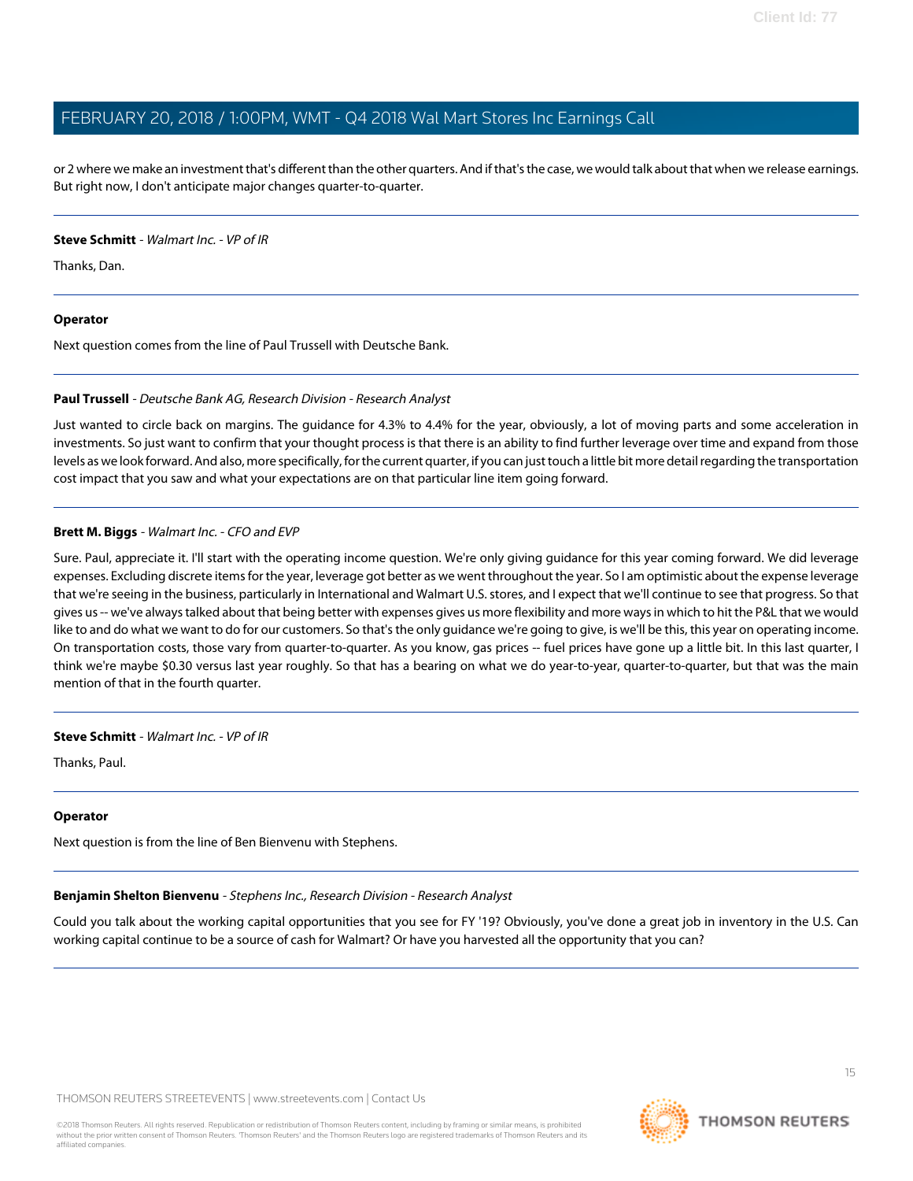or 2 where we make an investment that's different than the other quarters. And if that's the case, we would talk about that when we release earnings. But right now, I don't anticipate major changes quarter-to-quarter.

---

**Steve Schmitt** - *Walmart Inc. - VP of IR*

Thanks, Dan.

---

**Operator**

Next question comes from the line of Paul Trussell with Deutsche Bank.

---

**Paul Trussell** - *Deutsche Bank AG, Research Division - Research Analyst*

Just wanted to circle back on margins. The guidance for 4.3% to 4.4% for the year, obviously, a lot of moving parts and some acceleration in investments. So just want to confirm that your thought process is that there is an ability to find further leverage over time and expand from those levels as we look forward. And also, more specifically, for the current quarter, if you can just touch a little bit more detail regarding the transportation cost impact that you saw and what your expectations are on that particular line item going forward.

---

**Brett M. Biggs** - *Walmart Inc. - CFO and EVP*

Sure. Paul, appreciate it. I'll start with the operating income question. We're only giving guidance for this year coming forward. We did leverage expenses. Excluding discrete items for the year, leverage got better as we went throughout the year. So I am optimistic about the expense leverage that we're seeing in the business, particularly in International and Walmart U.S. stores, and I expect that we'll continue to see that progress. So that gives us -- we've always talked about that being better with expenses gives us more flexibility and more ways in which to hit the P&L that we would like to and do what we want to do for our customers. So that's the only guidance we're going to give, is we'll be this, this year on operating income. On transportation costs, those vary from quarter-to-quarter. As you know, gas prices -- fuel prices have gone up a little bit. In this last quarter, I think we're maybe $0.30 versus last year roughly. So that has a bearing on what we do year-to-year, quarter-to-quarter, but that was the main mention of that in the fourth quarter.

---

**Steve Schmitt** - *Walmart Inc. - VP of IR*

Thanks, Paul.

---

**Operator**

Next question is from the line of Ben Bienvenu with Stephens.

---

**Benjamin Shelton Bienvenu** - *Stephens Inc., Research Division - Research Analyst*

Could you talk about the working capital opportunities that you see for FY '19? Obviously, you've done a great job in inventory in the U.S. Can working capital continue to be a source of cash for Walmart? Or have you harvested all the opportunity that you can?

---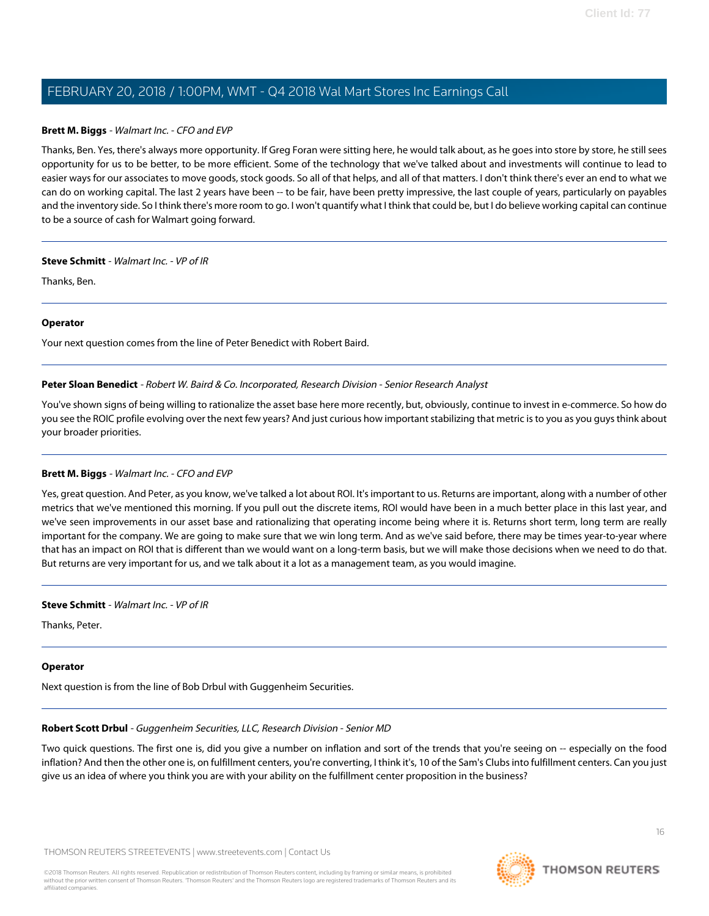**Brett M. Biggs** - *Walmart Inc. - CFO and EVP*

Thanks, Ben. Yes, there's always more opportunity. If Greg Foran were sitting here, he would talk about, as he goes into store by store, he still sees opportunity for us to be better, to be more efficient. Some of the technology that we've talked about and investments will continue to lead to easier ways for our associates to move goods, stock goods. So all of that helps, and all of that matters. I don't think there's ever an end to what we can do on working capital. The last 2 years have been -- to be fair, have been pretty impressive, the last couple of years, particularly on payables and the inventory side. So I think there's more room to go. I won't quantify what I think that could be, but I do believe working capital can continue to be a source of cash for Walmart going forward.

---

**Steve Schmitt** - *Walmart Inc. - VP of IR*

Thanks, Ben.

---

**Operator**

Your next question comes from the line of Peter Benedict with Robert Baird.

---

**Peter Sloan Benedict** - *Robert W. Baird & Co. Incorporated, Research Division - Senior Research Analyst*

You've shown signs of being willing to rationalize the asset base here more recently, but, obviously, continue to invest in e-commerce. So how do you see the ROIC profile evolving over the next few years? And just curious how important stabilizing that metric is to you as you guys think about your broader priorities.

---

**Brett M. Biggs** - *Walmart Inc. - CFO and EVP*

Yes, great question. And Peter, as you know, we've talked a lot about ROI. It's important to us. Returns are important, along with a number of other metrics that we've mentioned this morning. If you pull out the discrete items, ROI would have been in a much better place in this last year, and we've seen improvements in our asset base and rationalizing that operating income being where it is. Returns short term, long term are really important for the company. We are going to make sure that we win long term. And as we've said before, there may be times year-to-year where that has an impact on ROI that is different than we would want on a long-term basis, but we will make those decisions when we need to do that. But returns are very important for us, and we talk about it a lot as a management team, as you would imagine.

---

**Steve Schmitt** - *Walmart Inc. - VP of IR*

Thanks, Peter.

---

**Operator**

Next question is from the line of Bob Drbul with Guggenheim Securities.

---

**Robert Scott Drbul** - *Guggenheim Securities, LLC, Research Division - Senior MD*

Two quick questions. The first one is, did you give a number on inflation and sort of the trends that you're seeing on -- especially on the food inflation? And then the other one is, on fulfillment centers, you're converting, I think it's, 10 of the Sam's Clubs into fulfillment centers. Can you just give us an idea of where you think you are with your ability on the fulfillment center proposition in the business?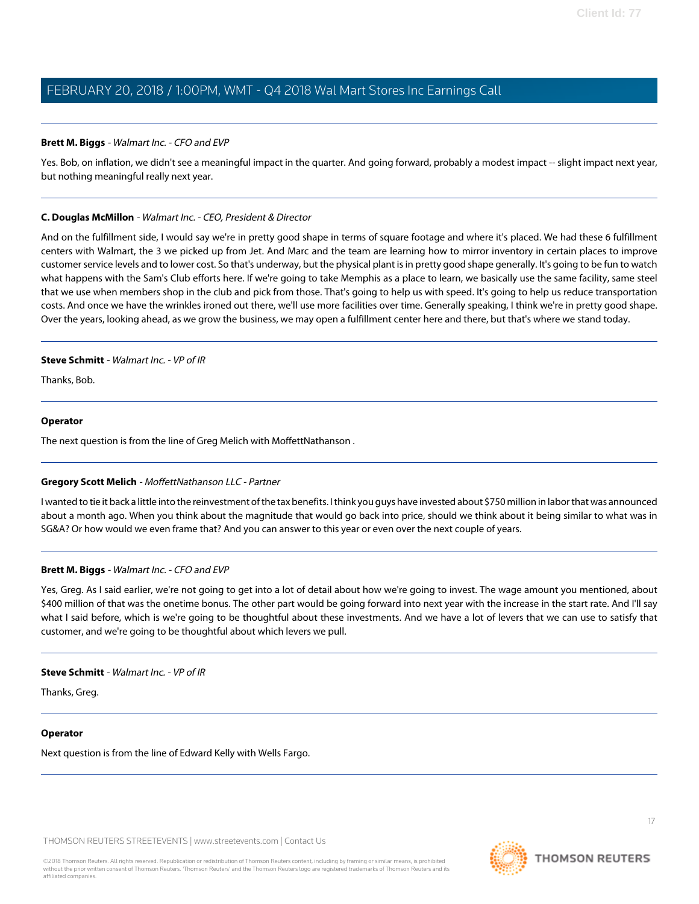**Brett M. Biggs** - *Walmart Inc. - CFO and EVP*

Yes. Bob, on inflation, we didn't see a meaningful impact in the quarter. And going forward, probably a modest impact -- slight impact next year, but nothing meaningful really next year.

---

**C. Douglas McMillon** - *Walmart Inc. - CEO, President & Director*

And on the fulfillment side, I would say we're in pretty good shape in terms of square footage and where it's placed. We had these 6 fulfillment centers with Walmart, the 3 we picked up from Jet. And Marc and the team are learning how to mirror inventory in certain places to improve customer service levels and to lower cost. So that's underway, but the physical plant is in pretty good shape generally. It's going to be fun to watch what happens with the Sam's Club efforts here. If we're going to take Memphis as a place to learn, we basically use the same facility, same steel that we use when members shop in the club and pick from those. That's going to help us with speed. It's going to help us reduce transportation costs. And once we have the wrinkles ironed out there, we'll use more facilities over time. Generally speaking, I think we're in pretty good shape. Over the years, looking ahead, as we grow the business, we may open a fulfillment center here and there, but that's where we stand today.

---

**Steve Schmitt** - *Walmart Inc. - VP of IR*

Thanks, Bob.

---

**Operator**

The next question is from the line of Greg Melich with MoffettNathanson .

---

**Gregory Scott Melich** - *MoffettNathanson LLC - Partner*

I wanted to tie it back a little into the reinvestment of the tax benefits. I think you guys have invested about $750 million in labor that was announced about a month ago. When you think about the magnitude that would go back into price, should we think about it being similar to what was in SG&A? Or how would we even frame that? And you can answer to this year or even over the next couple of years.

---

**Brett M. Biggs** - *Walmart Inc. - CFO and EVP*

Yes, Greg. As I said earlier, we're not going to get into a lot of detail about how we're going to invest. The wage amount you mentioned, about $400 million of that was the onetime bonus. The other part would be going forward into next year with the increase in the start rate. And I'll say what I said before, which is we're going to be thoughtful about these investments. And we have a lot of levers that we can use to satisfy that customer, and we're going to be thoughtful about which levers we pull.

---

**Steve Schmitt** - *Walmart Inc. - VP of IR*

Thanks, Greg.

---

**Operator**

Next question is from the line of Edward Kelly with Wells Fargo.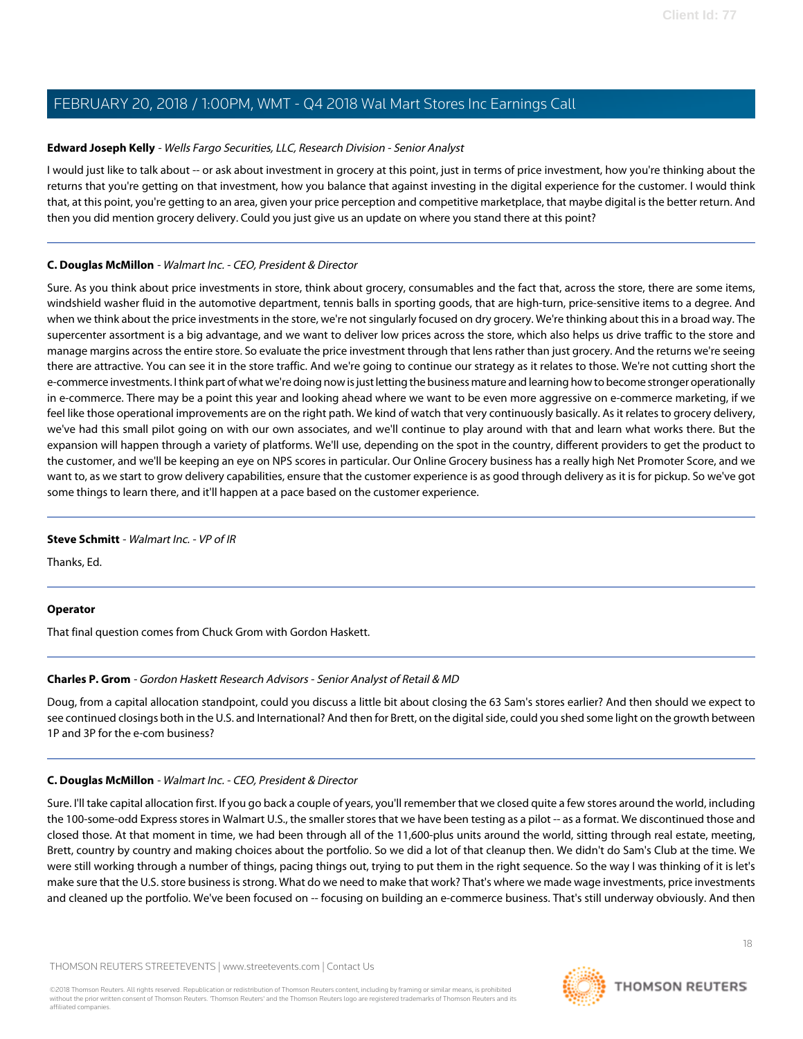**Edward Joseph Kelly** - *Wells Fargo Securities, LLC, Research Division - Senior Analyst*

I would just like to talk about -- or ask about investment in grocery at this point, just in terms of price investment, how you're thinking about the returns that you're getting on that investment, how you balance that against investing in the digital experience for the customer. I would think that, at this point, you're getting to an area, given your price perception and competitive marketplace, that maybe digital is the better return. And then you did mention grocery delivery. Could you just give us an update on where you stand there at this point?

---

**C. Douglas McMillon** - *Walmart Inc. - CEO, President & Director*

Sure. As you think about price investments in store, think about grocery, consumables and the fact that, across the store, there are some items, windshield washer fluid in the automotive department, tennis balls in sporting goods, that are high-turn, price-sensitive items to a degree. And when we think about the price investments in the store, we're not singularly focused on dry grocery. We're thinking about this in a broad way. The supercenter assortment is a big advantage, and we want to deliver low prices across the store, which also helps us drive traffic to the store and manage margins across the entire store. So evaluate the price investment through that lens rather than just grocery. And the returns we're seeing there are attractive. You can see it in the store traffic. And we're going to continue our strategy as it relates to those. We're not cutting short the e-commerce investments. I think part of what we're doing now is just letting the business mature and learning how to become stronger operationally in e-commerce. There may be a point this year and looking ahead where we want to be even more aggressive on e-commerce marketing, if we feel like those operational improvements are on the right path. We kind of watch that very continuously basically. As it relates to grocery delivery, we've had this small pilot going on with our own associates, and we'll continue to play around with that and learn what works there. But the expansion will happen through a variety of platforms. We'll use, depending on the spot in the country, different providers to get the product to the customer, and we'll be keeping an eye on NPS scores in particular. Our Online Grocery business has a really high Net Promoter Score, and we want to, as we start to grow delivery capabilities, ensure that the customer experience is as good through delivery as it is for pickup. So we've got some things to learn there, and it'll happen at a pace based on the customer experience.

---

**Steve Schmitt** - *Walmart Inc. - VP of IR*

Thanks, Ed.

---

**Operator**

That final question comes from Chuck Grom with Gordon Haskett.

---

**Charles P. Grom** - *Gordon Haskett Research Advisors - Senior Analyst of Retail & MD*

Doug, from a capital allocation standpoint, could you discuss a little bit about closing the 63 Sam's stores earlier? And then should we expect to see continued closings both in the U.S. and International? And then for Brett, on the digital side, could you shed some light on the growth between 1P and 3P for the e-com business?

---

**C. Douglas McMillon** - *Walmart Inc. - CEO, President & Director*

Sure. I'll take capital allocation first. If you go back a couple of years, you'll remember that we closed quite a few stores around the world, including the 100-some-odd Express stores in Walmart U.S., the smaller stores that we have been testing as a pilot -- as a format. We discontinued those and closed those. At that moment in time, we had been through all of the 11,600-plus units around the world, sitting through real estate, meeting, Brett, country by country and making choices about the portfolio. So we did a lot of that cleanup then. We didn't do Sam's Club at the time. We were still working through a number of things, pacing things out, trying to put them in the right sequence. So the way I was thinking of it is let's make sure that the U.S. store business is strong. What do we need to make that work? That's where we made wage investments, price investments and cleaned up the portfolio. We've been focused on -- focusing on building an e-commerce business. That's still underway obviously. And then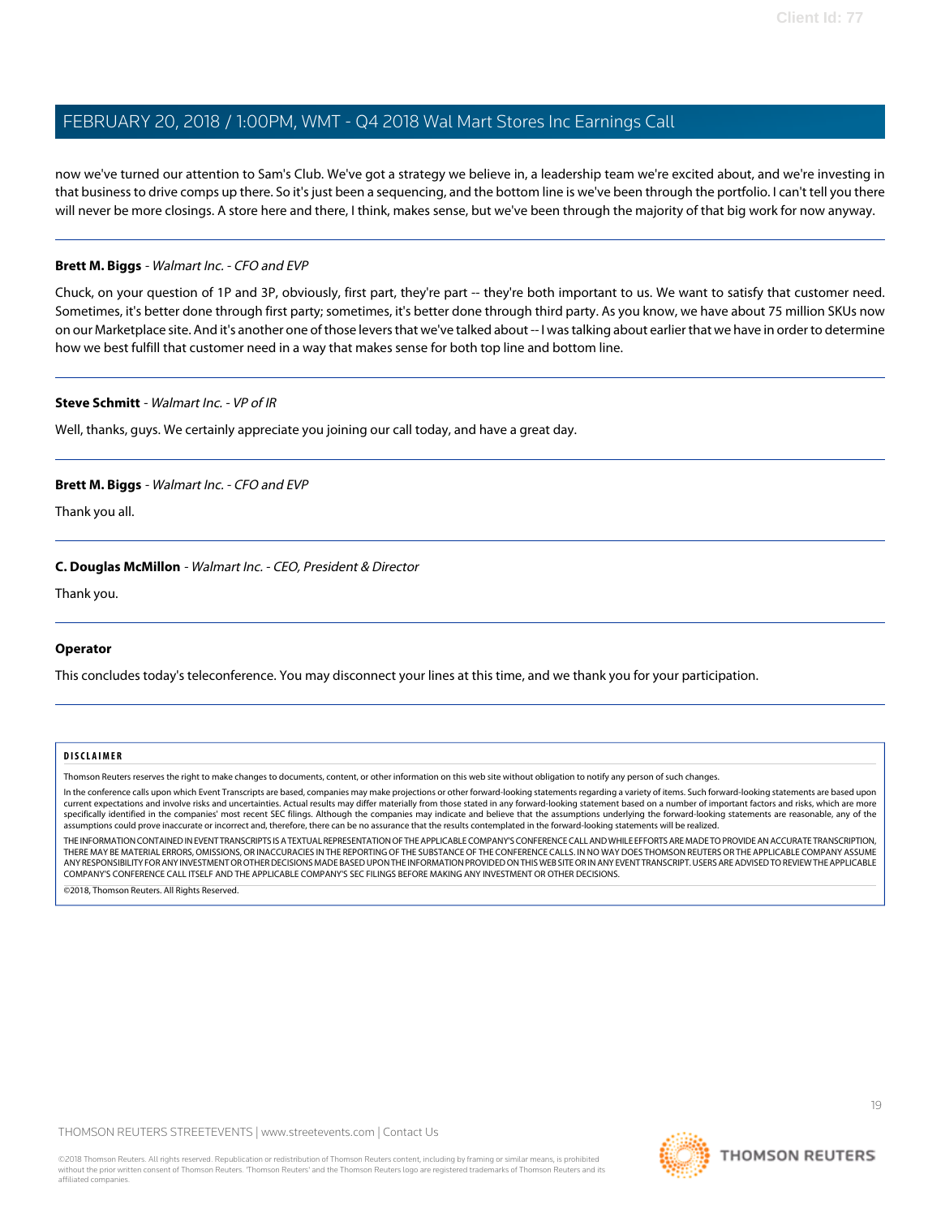now we've turned our attention to Sam's Club. We've got a strategy we believe in, a leadership team we're excited about, and we're investing in that business to drive comps up there. So it's just been a sequencing, and the bottom line is we've been through the portfolio. I can't tell you there will never be more closings. A store here and there, I think, makes sense, but we've been through the majority of that big work for now anyway.

---

**Brett M. Biggs** - *Walmart Inc. - CFO and EVP*

Chuck, on your question of 1P and 3P, obviously, first part, they're part -- they're both important to us. We want to satisfy that customer need. Sometimes, it's better done through first party; sometimes, it's better done through third party. As you know, we have about 75 million SKUs now on our Marketplace site. And it's another one of those levers that we've talked about -- I was talking about earlier that we have in order to determine how we best fulfill that customer need in a way that makes sense for both top line and bottom line.

---

**Steve Schmitt** - *Walmart Inc. - VP of IR*

Well, thanks, guys. We certainly appreciate you joining our call today, and have a great day.

---

**Brett M. Biggs** - *Walmart Inc. - CFO and EVP*

Thank you all.

---

**C. Douglas McMillon** - *Walmart Inc. - CEO, President & Director*

Thank you.

---

**Operator**

This concludes today's teleconference. You may disconnect your lines at this time, and we thank you for your participation.

---

**DISCLAIMER**

Thomson Reuters reserves the right to make changes to documents, content, or other information on this web site without obligation to notify any person of such changes.

In the conference calls upon which Event Transcripts are based, companies may make projections or other forward-looking statements regarding a variety of items. Such forward-looking statements are based upon current expectations and involve risks and uncertainties. Actual results may differ materially from those stated in any forward-looking statement based on a number of important factors and risks, which are more specifically identified in the companies' most recent SEC filings. Although the companies may indicate and believe that the assumptions underlying the forward-looking statements are reasonable, any of the assumptions could prove inaccurate or incorrect and, therefore, there can be no assurance that the results contemplated in the forward-looking statements will be realized.

THE INFORMATION CONTAINED IN EVENT TRANSCRIPTS IS A TEXTUAL REPRESENTATION OF THE APPLICABLE COMPANY'S CONFERENCE CALL AND WHILE EFFORTS ARE MADE TO PROVIDE AN ACCURATE TRANSCRIPTION, THERE MAY BE MATERIAL ERRORS, OMISSIONS, OR INACCURACIES IN THE REPORTING OF THE SUBSTANCE OF THE CONFERENCE CALLS. IN NO WAY DOES THOMSON REUTERS OR THE APPLICABLE COMPANY ASSUME ANY RESPONSIBILITY FOR ANY INVESTMENT OR OTHER DECISIONS MADE BASED UPON THE INFORMATION PROVIDED ON THIS WEB SITE OR IN ANY EVENT TRANSCRIPT. USERS ARE ADVISED TO REVIEW THE APPLICABLE COMPANY'S CONFERENCE CALL ITSELF AND THE APPLICABLE COMPANY'S SEC FILINGS BEFORE MAKING ANY INVESTMENT OR OTHER DECISIONS.

©2018, Thomson Reuters. All Rights Reserved.